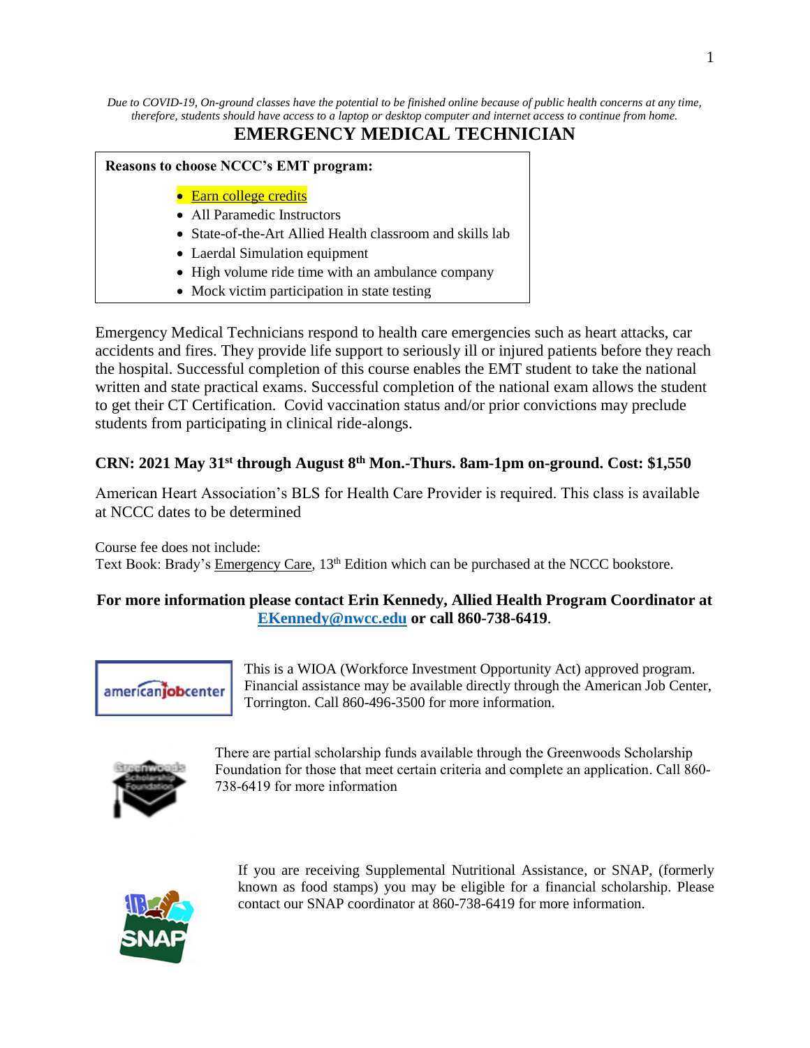*Due to COVID-19, On-ground classes have the potential to be finished online because of public health concerns at any time, therefore, students should have access to a laptop or desktop computer and internet access to continue from home.*

# EMERGENCY MEDICAL TECHNICIAN

**Reasons to choose NCCC's EMT program:**

- Earn college credits
- All Paramedic Instructors
- State-of-the-Art Allied Health classroom and skills lab
- Laerdal Simulation equipment
- High volume ride time with an ambulance company
- Mock victim participation in state testing

Emergency Medical Technicians respond to health care emergencies such as heart attacks, car accidents and fires. They provide life support to seriously ill or injured patients before they reach the hospital. Successful completion of this course enables the EMT student to take the national written and state practical exams. Successful completion of the national exam allows the student to get their CT Certification. Covid vaccination status and/or prior convictions may preclude students from participating in clinical ride-alongs.

**CRN: 2021 May 31st through August 8th Mon.-Thurs. 8am-1pm on-ground. Cost: $1,550**

American Heart Association's BLS for Health Care Provider is required. This class is available at NCCC dates to be determined

Course fee does not include:
Text Book: Brady's Emergency Care, 13th Edition which can be purchased at the NCCC bookstore.

**For more information please contact Erin Kennedy, Allied Health Program Coordinator at [EKennedy@nwcc.edu](mailto:EKennedy@nwcc.edu) or call 860-738-6419**.

americanjobcenter

This is a WIOA (Workforce Investment Opportunity Act) approved program. Financial assistance may be available directly through the American Job Center, Torrington. Call 860-496-3500 for more information.

There are partial scholarship funds available through the Greenwoods Scholarship Foundation for those that meet certain criteria and complete an application. Call 860-738-6419 for more information

If you are receiving Supplemental Nutritional Assistance, or SNAP, (formerly known as food stamps) you may be eligible for a financial scholarship. Please contact our SNAP coordinator at 860-738-6419 for more information.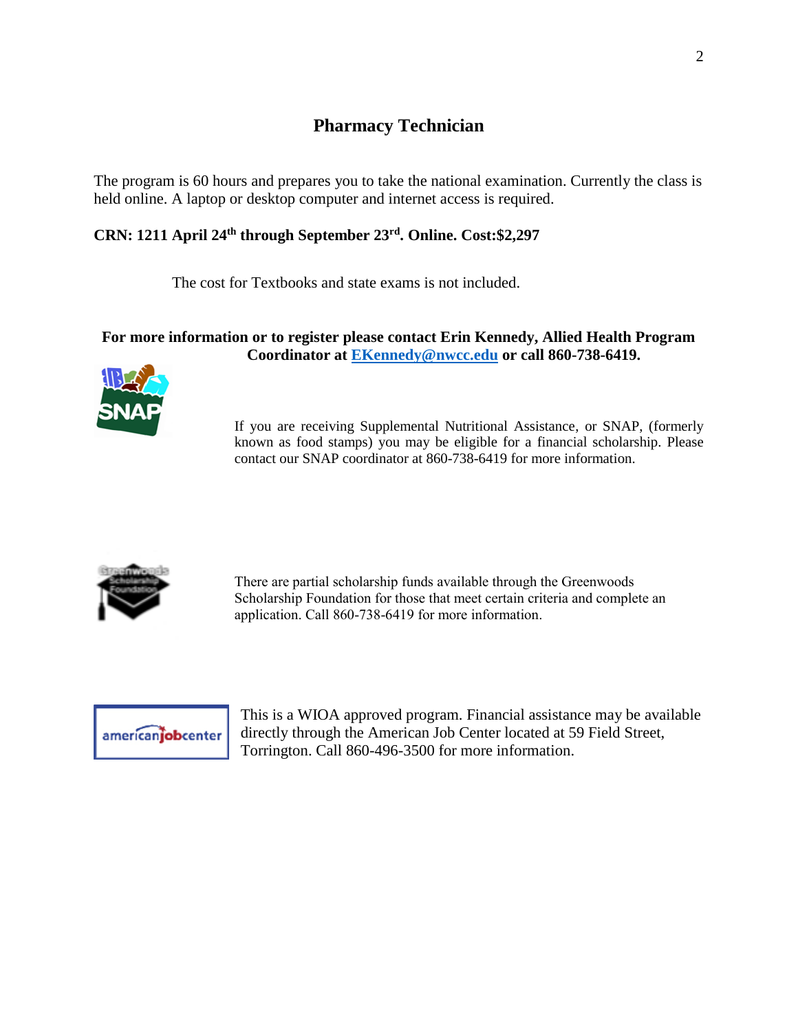## Pharmacy Technician

The program is 60 hours and prepares you to take the national examination. Currently the class is held online. A laptop or desktop computer and internet access is required.

**CRN: 1211 April 24th through September 23rd. Online. Cost:$2,297**

The cost for Textbooks and state exams is not included.

**For more information or to register please contact Erin Kennedy, Allied Health Program Coordinator at [EKennedy@nwcc.edu](mailto:EKennedy@nwcc.edu) or call 860-738-6419.**

If you are receiving Supplemental Nutritional Assistance, or SNAP, (formerly known as food stamps) you may be eligible for a financial scholarship. Please contact our SNAP coordinator at 860-738-6419 for more information.

There are partial scholarship funds available through the Greenwoods Scholarship Foundation for those that meet certain criteria and complete an application. Call 860-738-6419 for more information.

This is a WIOA approved program. Financial assistance may be available directly through the American Job Center located at 59 Field Street, Torrington. Call 860-496-3500 for more information.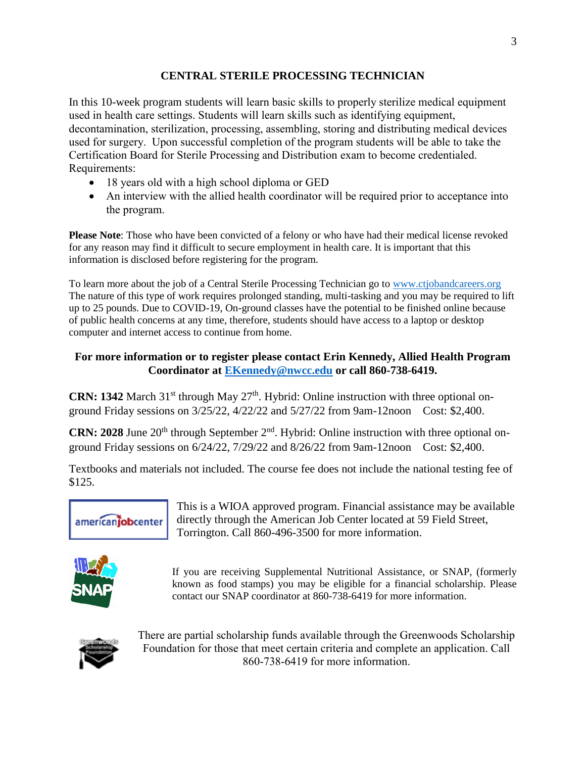## CENTRAL STERILE PROCESSING TECHNICIAN

In this 10-week program students will learn basic skills to properly sterilize medical equipment used in health care settings. Students will learn skills such as identifying equipment, decontamination, sterilization, processing, assembling, storing and distributing medical devices used for surgery. Upon successful completion of the program students will be able to take the Certification Board for Sterile Processing and Distribution exam to become credentialed. Requirements:

- 18 years old with a high school diploma or GED
- An interview with the allied health coordinator will be required prior to acceptance into the program.

**Please Note**: Those who have been convicted of a felony or who have had their medical license revoked for any reason may find it difficult to secure employment in health care. It is important that this information is disclosed before registering for the program.

To learn more about the job of a Central Sterile Processing Technician go to www.ctjobandcareers.org The nature of this type of work requires prolonged standing, multi-tasking and you may be required to lift up to 25 pounds. Due to COVID-19, On-ground classes have the potential to be finished online because of public health concerns at any time, therefore, students should have access to a laptop or desktop computer and internet access to continue from home.

**For more information or to register please contact Erin Kennedy, Allied Health Program Coordinator at EKennedy@nwcc.edu or call 860-738-6419.**

**CRN: 1342** March 31st through May 27th. Hybrid: Online instruction with three optional on-ground Friday sessions on 3/25/22, 4/22/22 and 5/27/22 from 9am-12noon Cost: $2,400.

**CRN: 2028** June 20th through September 2nd. Hybrid: Online instruction with three optional on-ground Friday sessions on 6/24/22, 7/29/22 and 8/26/22 from 9am-12noon Cost: $2,400.

Textbooks and materials not included. The course fee does not include the national testing fee of $125.

This is a WIOA approved program. Financial assistance may be available directly through the American Job Center located at 59 Field Street, Torrington. Call 860-496-3500 for more information.

If you are receiving Supplemental Nutritional Assistance, or SNAP, (formerly known as food stamps) you may be eligible for a financial scholarship. Please contact our SNAP coordinator at 860-738-6419 for more information.

There are partial scholarship funds available through the Greenwoods Scholarship Foundation for those that meet certain criteria and complete an application. Call 860-738-6419 for more information.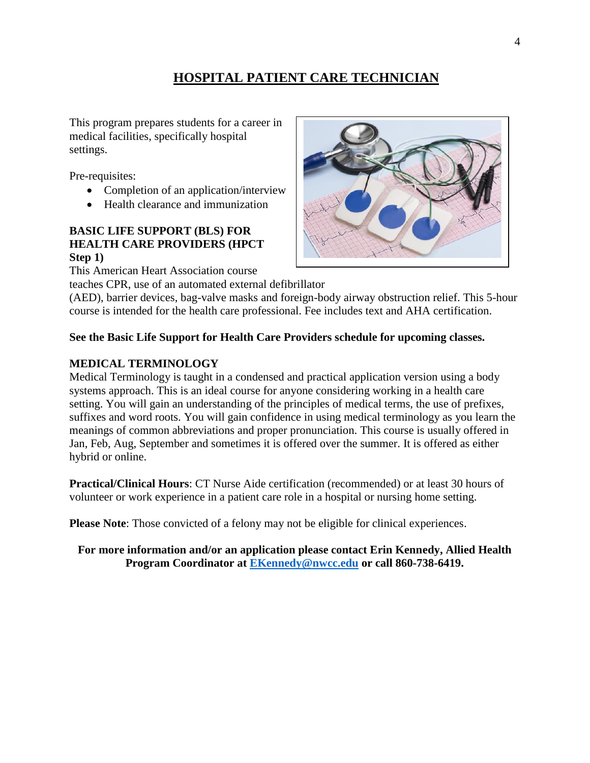# HOSPITAL PATIENT CARE TECHNICIAN

This program prepares students for a career in medical facilities, specifically hospital settings.

Pre-requisites:

- Completion of an application/interview
- Health clearance and immunization

**BASIC LIFE SUPPORT (BLS) FOR HEALTH CARE PROVIDERS (HPCT Step 1)**

This American Heart Association course teaches CPR, use of an automated external defibrillator (AED), barrier devices, bag-valve masks and foreign-body airway obstruction relief. This 5-hour course is intended for the health care professional. Fee includes text and AHA certification.

**See the Basic Life Support for Health Care Providers schedule for upcoming classes.**

**MEDICAL TERMINOLOGY**

Medical Terminology is taught in a condensed and practical application version using a body systems approach. This is an ideal course for anyone considering working in a health care setting. You will gain an understanding of the principles of medical terms, the use of prefixes, suffixes and word roots. You will gain confidence in using medical terminology as you learn the meanings of common abbreviations and proper pronunciation. This course is usually offered in Jan, Feb, Aug, September and sometimes it is offered over the summer. It is offered as either hybrid or online.

**Practical/Clinical Hours**: CT Nurse Aide certification (recommended) or at least 30 hours of volunteer or work experience in a patient care role in a hospital or nursing home setting.

**Please Note**: Those convicted of a felony may not be eligible for clinical experiences.

**For more information and/or an application please contact Erin Kennedy, Allied Health Program Coordinator at EKennedy@nwcc.edu or call 860-738-6419.**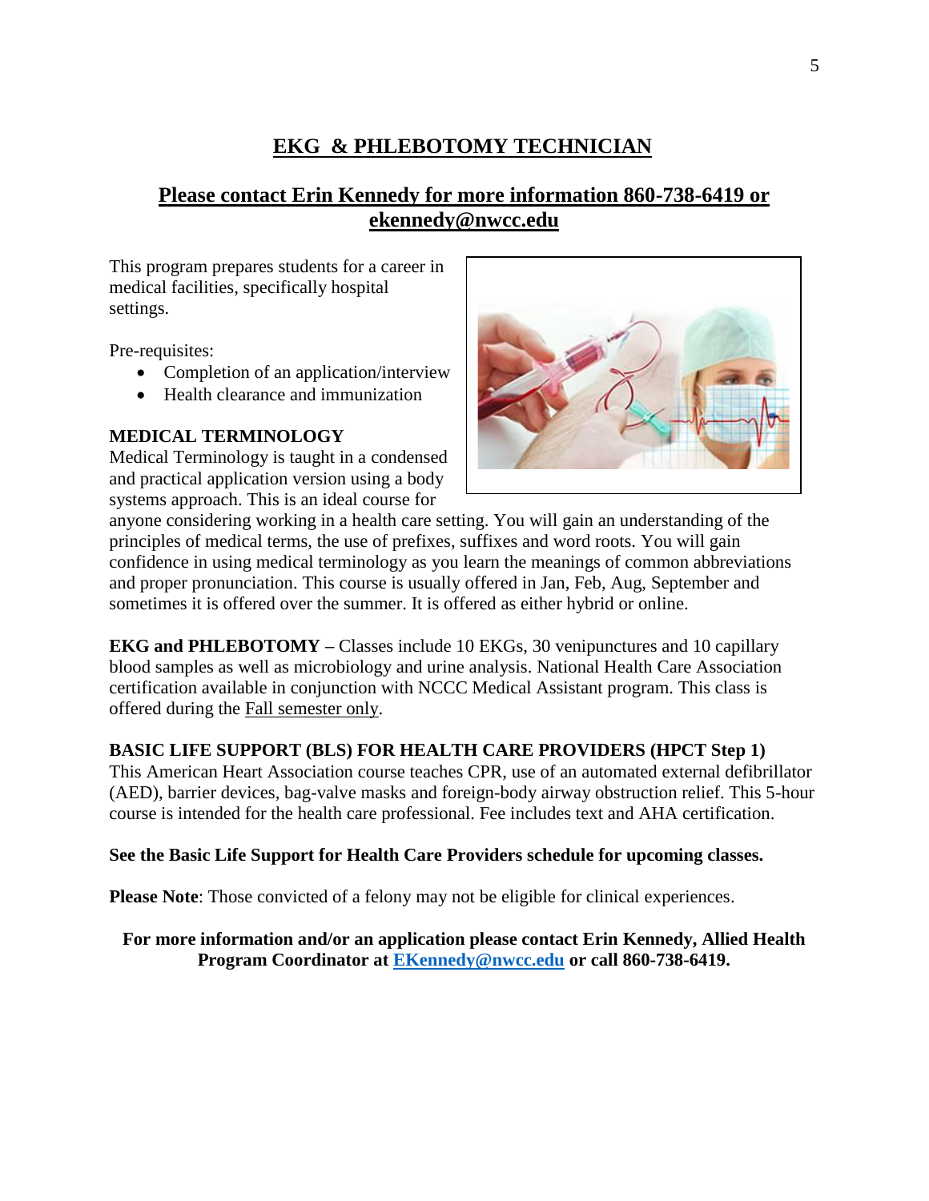# EKG & PHLEBOTOMY TECHNICIAN

## Please contact Erin Kennedy for more information 860-738-6419 or ekennedy@nwcc.edu

This program prepares students for a career in medical facilities, specifically hospital settings.

Pre-requisites:

- Completion of an application/interview
- Health clearance and immunization

**MEDICAL TERMINOLOGY**

Medical Terminology is taught in a condensed and practical application version using a body systems approach. This is an ideal course for anyone considering working in a health care setting. You will gain an understanding of the principles of medical terms, the use of prefixes, suffixes and word roots. You will gain confidence in using medical terminology as you learn the meanings of common abbreviations and proper pronunciation. This course is usually offered in Jan, Feb, Aug, September and sometimes it is offered over the summer. It is offered as either hybrid or online.

**EKG and PHLEBOTOMY –** Classes include 10 EKGs, 30 venipunctures and 10 capillary blood samples as well as microbiology and urine analysis. National Health Care Association certification available in conjunction with NCCC Medical Assistant program. This class is offered during the Fall semester only.

**BASIC LIFE SUPPORT (BLS) FOR HEALTH CARE PROVIDERS (HPCT Step 1)**

This American Heart Association course teaches CPR, use of an automated external defibrillator (AED), barrier devices, bag-valve masks and foreign-body airway obstruction relief. This 5-hour course is intended for the health care professional. Fee includes text and AHA certification.

**See the Basic Life Support for Health Care Providers schedule for upcoming classes.**

**Please Note**: Those convicted of a felony may not be eligible for clinical experiences.

**For more information and/or an application please contact Erin Kennedy, Allied Health Program Coordinator at EKennedy@nwcc.edu or call 860-738-6419.**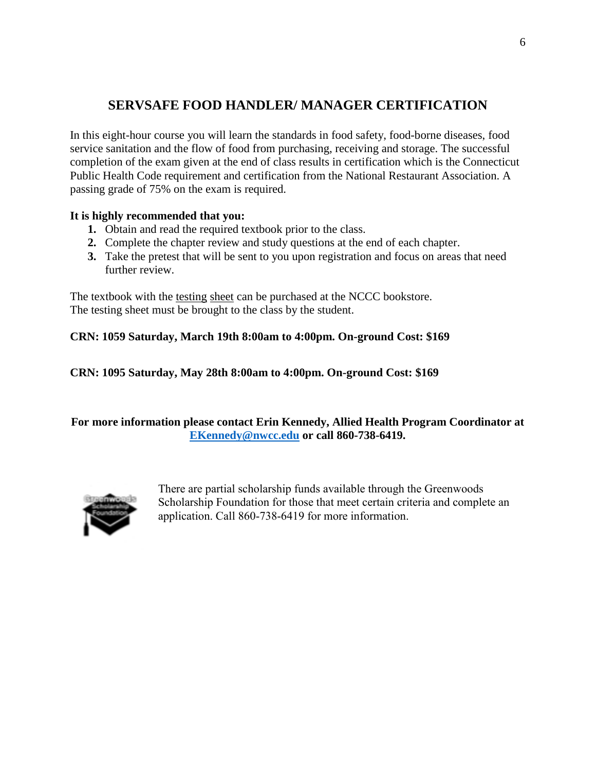## SERVSAFE FOOD HANDLER/ MANAGER CERTIFICATION

In this eight-hour course you will learn the standards in food safety, food-borne diseases, food service sanitation and the flow of food from purchasing, receiving and storage. The successful completion of the exam given at the end of class results in certification which is the Connecticut Public Health Code requirement and certification from the National Restaurant Association. A passing grade of 75% on the exam is required.

**It is highly recommended that you:**

1. Obtain and read the required textbook prior to the class.
2. Complete the chapter review and study questions at the end of each chapter.
3. Take the pretest that will be sent to you upon registration and focus on areas that need further review.

The textbook with the testing sheet can be purchased at the NCCC bookstore.
The testing sheet must be brought to the class by the student.

**CRN: 1059 Saturday, March 19th 8:00am to 4:00pm. On-ground Cost: $169**

**CRN: 1095 Saturday, May 28th 8:00am to 4:00pm. On-ground Cost: $169**

**For more information please contact Erin Kennedy, Allied Health Program Coordinator at [EKennedy@nwcc.edu](mailto:EKennedy@nwcc.edu) or call 860-738-6419.**

There are partial scholarship funds available through the Greenwoods Scholarship Foundation for those that meet certain criteria and complete an application. Call 860-738-6419 for more information.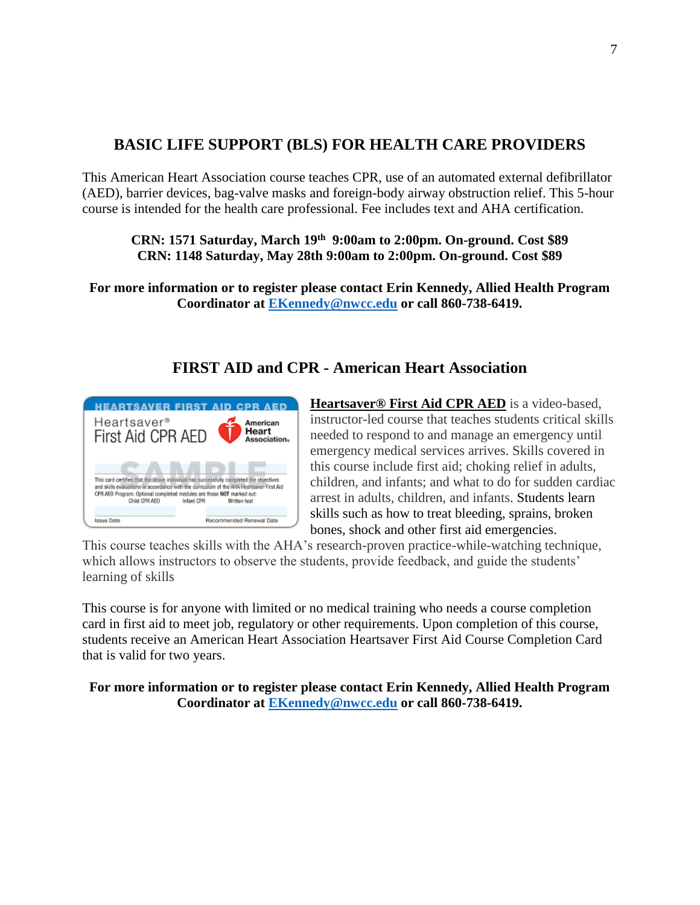## BASIC LIFE SUPPORT (BLS) FOR HEALTH CARE PROVIDERS

This American Heart Association course teaches CPR, use of an automated external defibrillator (AED), barrier devices, bag-valve masks and foreign-body airway obstruction relief. This 5-hour course is intended for the health care professional. Fee includes text and AHA certification.

**CRN: 1571 Saturday, March 19th 9:00am to 2:00pm. On-ground. Cost $89**
**CRN: 1148 Saturday, May 28th 9:00am to 2:00pm. On-ground. Cost $89**

**For more information or to register please contact Erin Kennedy, Allied Health Program Coordinator at EKennedy@nwcc.edu or call 860-738-6419.**

## FIRST AID and CPR - American Heart Association

**Heartsaver® First Aid CPR AED** is a video-based, instructor-led course that teaches students critical skills needed to respond to and manage an emergency until emergency medical services arrives. Skills covered in this course include first aid; choking relief in adults, children, and infants; and what to do for sudden cardiac arrest in adults, children, and infants. Students learn skills such as how to treat bleeding, sprains, broken bones, shock and other first aid emergencies. This course teaches skills with the AHA's research-proven practice-while-watching technique, which allows instructors to observe the students, provide feedback, and guide the students' learning of skills

This course is for anyone with limited or no medical training who needs a course completion card in first aid to meet job, regulatory or other requirements. Upon completion of this course, students receive an American Heart Association Heartsaver First Aid Course Completion Card that is valid for two years.

**For more information or to register please contact Erin Kennedy, Allied Health Program Coordinator at EKennedy@nwcc.edu or call 860-738-6419.**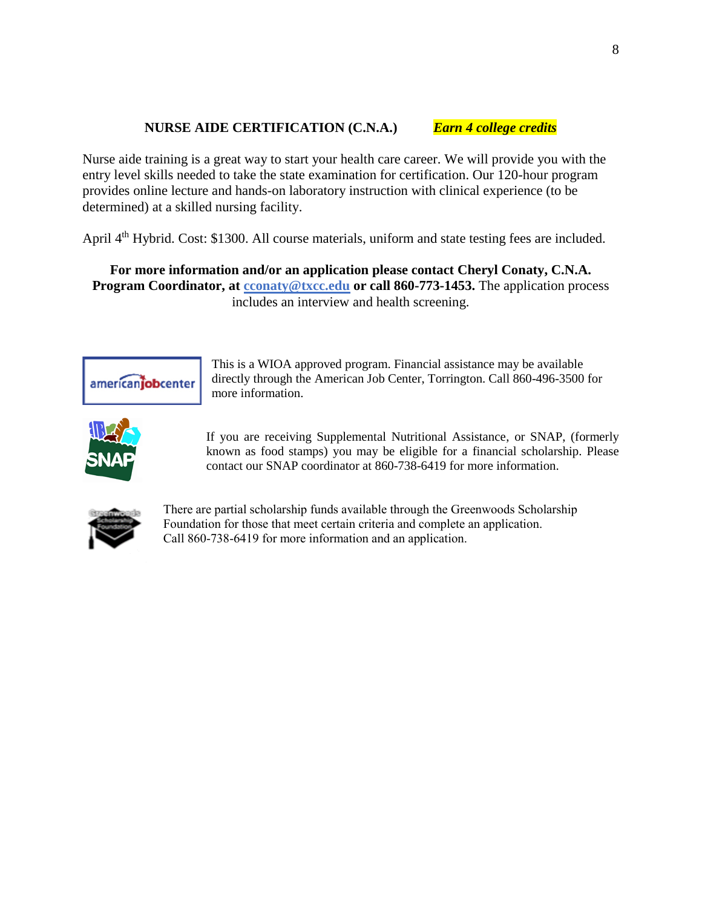## NURSE AIDE CERTIFICATION (C.N.A.) *Earn 4 college credits*

Nurse aide training is a great way to start your health care career. We will provide you with the entry level skills needed to take the state examination for certification. Our 120-hour program provides online lecture and hands-on laboratory instruction with clinical experience (to be determined) at a skilled nursing facility.

April 4th Hybrid. Cost: $1300. All course materials, uniform and state testing fees are included.

**For more information and/or an application please contact Cheryl Conaty, C.N.A. Program Coordinator, at cconaty@txcc.edu or call 860-773-1453.** The application process includes an interview and health screening.

This is a WIOA approved program. Financial assistance may be available directly through the American Job Center, Torrington. Call 860-496-3500 for more information.

If you are receiving Supplemental Nutritional Assistance, or SNAP, (formerly known as food stamps) you may be eligible for a financial scholarship. Please contact our SNAP coordinator at 860-738-6419 for more information.

There are partial scholarship funds available through the Greenwoods Scholarship Foundation for those that meet certain criteria and complete an application. Call 860-738-6419 for more information and an application.